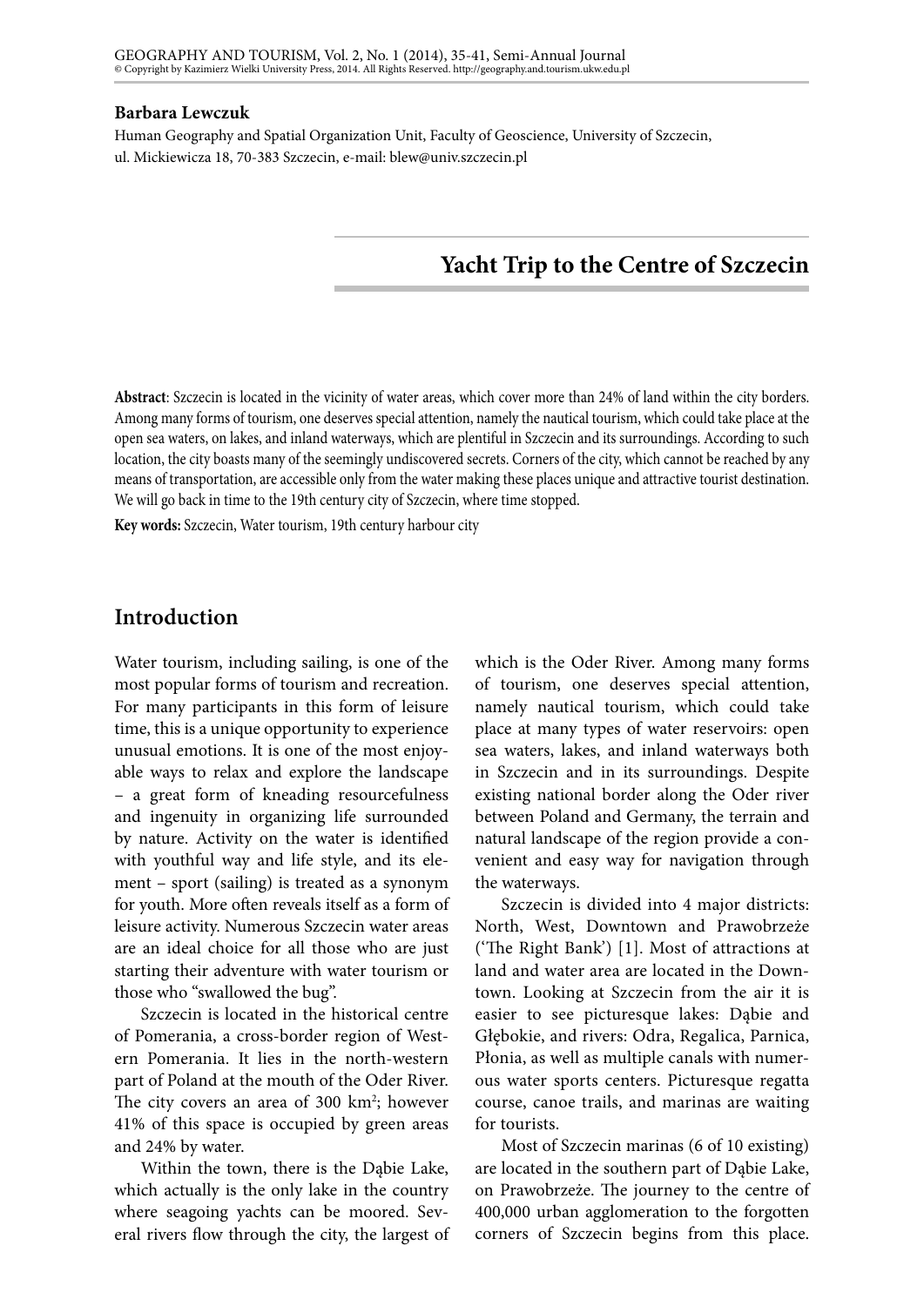**Barbara Lewczuk**

Human Geography and Spatial Organization Unit, Faculty of Geoscience, University of Szczecin, ul. Mickiewicza 18, 70-383 Szczecin, e-mail: blew@univ.szczecin.pl

# Yacht Trip to the Centre of Szczecin

**Abstract**: Szczecin is located in the vicinity of water areas, which cover more than 24% of land within the city borders. Among many forms of tourism, one deserves special attention, namely the nautical tourism, which could take place at the open sea waters, on lakes, and inland waterways, which are plentiful in Szczecin and its surroundings. According to such location, the city boasts many of the seemingly undiscovered secrets. Corners of the city, which cannot be reached by any means of transportation, are accessible only from the water making these places unique and attractive tourist destination. We will go back in time to the 19th century city of Szczecin, where time stopped.

**Key words:** Szczecin, Water tourism, 19th century harbour city

## Introduction

Water tourism, including sailing, is one of the most popular forms of tourism and recreation. For many participants in this form of leisure time, this is a unique opportunity to experience unusual emotions. It is one of the most enjoyable ways to relax and explore the landscape – a great form of kneading resourcefulness and ingenuity in organizing life surrounded by nature. Activity on the water is identified with youthful way and life style, and its element – sport (sailing) is treated as a synonym for youth. More often reveals itself as a form of leisure activity. Numerous Szczecin water areas are an ideal choice for all those who are just starting their adventure with water tourism or those who "swallowed the bug".

Szczecin is located in the historical centre of Pomerania, a cross-border region of Western Pomerania. It lies in the north-western part of Poland at the mouth of the Oder River. The city covers an area of 300 km$^2$; however 41% of this space is occupied by green areas and 24% by water.

Within the town, there is the Dąbie Lake, which actually is the only lake in the country where seagoing yachts can be moored. Several rivers flow through the city, the largest of which is the Oder River. Among many forms of tourism, one deserves special attention, namely nautical tourism, which could take place at many types of water reservoirs: open sea waters, lakes, and inland waterways both in Szczecin and in its surroundings. Despite existing national border along the Oder river between Poland and Germany, the terrain and natural landscape of the region provide a convenient and easy way for navigation through the waterways.

Szczecin is divided into 4 major districts: North, West, Downtown and Prawobrzeże ('The Right Bank') [1]. Most of attractions at land and water area are located in the Downtown. Looking at Szczecin from the air it is easier to see picturesque lakes: Dąbie and Głębokie, and rivers: Odra, Regalica, Parnica, Płonia, as well as multiple canals with numerous water sports centers. Picturesque regatta course, canoe trails, and marinas are waiting for tourists.

Most of Szczecin marinas (6 of 10 existing) are located in the southern part of Dąbie Lake, on Prawobrzeże. The journey to the centre of 400,000 urban agglomeration to the forgotten corners of Szczecin begins from this place.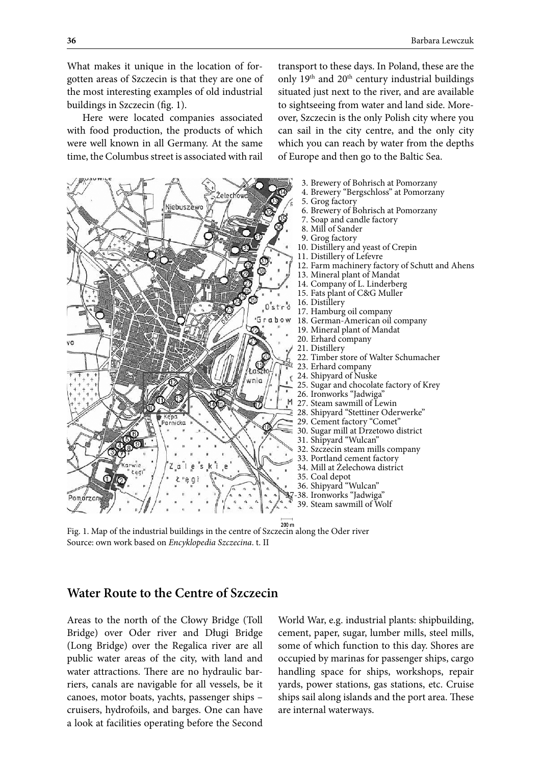What makes it unique in the location of forgotten areas of Szczecin is that they are one of the most interesting examples of old industrial buildings in Szczecin (fig. 1).

Here were located companies associated with food production, the products of which were well known in all Germany. At the same time, the Columbus street is associated with rail transport to these days. In Poland, these are the only 19th and 20th century industrial buildings situated just next to the river, and are available to sightseeing from water and land side. Moreover, Szczecin is the only Polish city where you can sail in the city centre, and the only city which you can reach by water from the depths of Europe and then go to the Baltic Sea.

3. Brewery of Bohrisch at Pomorzany
4. Brewery "Bergschloss" at Pomorzany
5. Grog factory
6. Brewery of Bohrisch at Pomorzany
7. Soap and candle factory
8. Mill of Sander
9. Grog factory
10. Distillery and yeast of Crepin
11. Distillery of Lefevre
12. Farm machinery factory of Schutt and Ahens
13. Mineral plant of Mandat
14. Company of L. Linderberg
15. Fats plant of C&G Muller
16. Distillery
17. Hamburg oil company
18. German-American oil company
19. Mineral plant of Mandat
20. Erhard company
21. Distillery
22. Timber store of Walter Schumacher
23. Erhard company
24. Shipyard of Nuske
25. Sugar and chocolate factory of Krey
26. Ironworks "Jadwiga"
27. Steam sawmill of Lewin
28. Shipyard "Stettiner Oderwerke"
29. Cement factory "Comet"
30. Sugar mill at Drzetowo district
31. Shipyard "Wulcan"
32. Szczecin steam mills company
33. Portland cement factory
34. Mill at Żelechowa district
35. Coal depot
36. Shipyard "Wulcan"
37-38. Ironworks "Jadwiga"
39. Steam sawmill of Wolf

Fig. 1. Map of the industrial buildings in the centre of Szczecin along the Oder river
Source: own work based on *Encyklopedia Szczecina*. t. II

## Water Route to the Centre of Szczecin

Areas to the north of the Cłowy Bridge (Toll Bridge) over Oder river and Długi Bridge (Long Bridge) over the Regalica river are all public water areas of the city, with land and water attractions. There are no hydraulic barriers, canals are navigable for all vessels, be it canoes, motor boats, yachts, passenger ships – cruisers, hydrofoils, and barges. One can have a look at facilities operating before the Second World War, e.g. industrial plants: shipbuilding, cement, paper, sugar, lumber mills, steel mills, some of which function to this day. Shores are occupied by marinas for passenger ships, cargo handling space for ships, workshops, repair yards, power stations, gas stations, etc. Cruise ships sail along islands and the port area. These are internal waterways.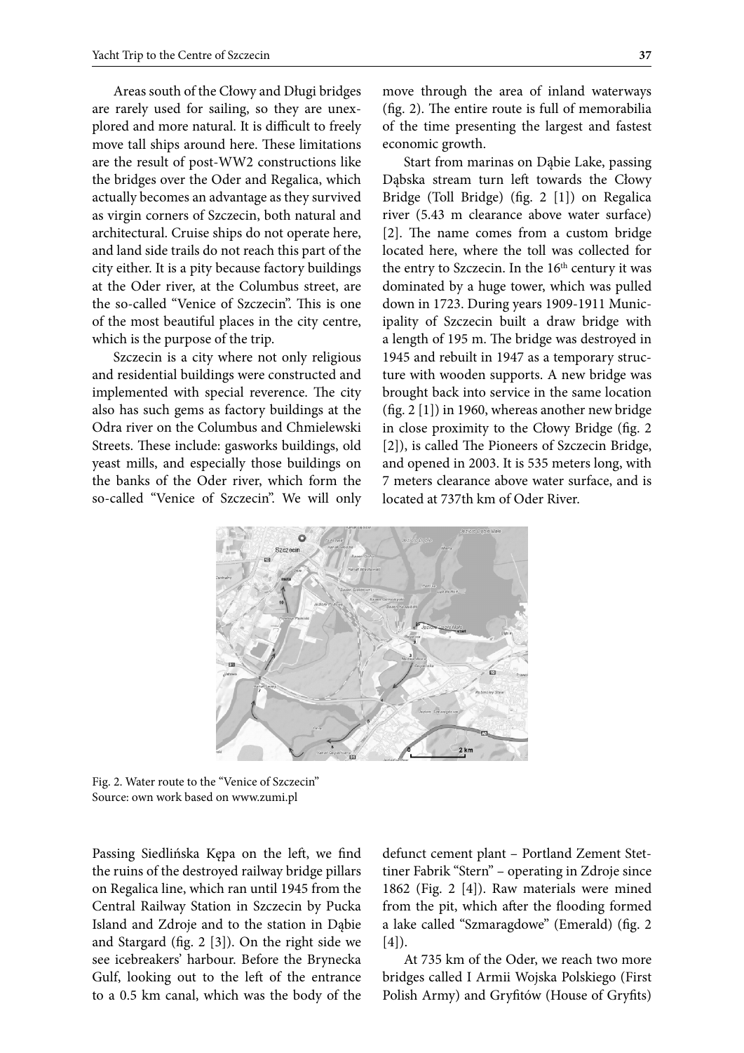Areas south of the Cłowy and Długi bridges are rarely used for sailing, so they are unexplored and more natural. It is difficult to freely move tall ships around here. These limitations are the result of post-WW2 constructions like the bridges over the Oder and Regalica, which actually becomes an advantage as they survived as virgin corners of Szczecin, both natural and architectural. Cruise ships do not operate here, and land side trails do not reach this part of the city either. It is a pity because factory buildings at the Oder river, at the Columbus street, are the so-called "Venice of Szczecin". This is one of the most beautiful places in the city centre, which is the purpose of the trip.

Szczecin is a city where not only religious and residential buildings were constructed and implemented with special reverence. The city also has such gems as factory buildings at the Odra river on the Columbus and Chmielewski Streets. These include: gasworks buildings, old yeast mills, and especially those buildings on the banks of the Oder river, which form the so-called "Venice of Szczecin". We will only move through the area of inland waterways (fig. 2). The entire route is full of memorabilia of the time presenting the largest and fastest economic growth.

Start from marinas on Dąbie Lake, passing Dąbska stream turn left towards the Cłowy Bridge (Toll Bridge) (fig. 2 [1]) on Regalica river (5.43 m clearance above water surface) [2]. The name comes from a custom bridge located here, where the toll was collected for the entry to Szczecin. In the 16th century it was dominated by a huge tower, which was pulled down in 1723. During years 1909-1911 Municipality of Szczecin built a draw bridge with a length of 195 m. The bridge was destroyed in 1945 and rebuilt in 1947 as a temporary structure with wooden supports. A new bridge was brought back into service in the same location (fig. 2 [1]) in 1960, whereas another new bridge in close proximity to the Cłowy Bridge (fig. 2 [2]), is called The Pioneers of Szczecin Bridge, and opened in 2003. It is 535 meters long, with 7 meters clearance above water surface, and is located at 737th km of Oder River.

Fig. 2. Water route to the "Venice of Szczecin"
Source: own work based on www.zumi.pl

Passing Siedlińska Kępa on the left, we find the ruins of the destroyed railway bridge pillars on Regalica line, which ran until 1945 from the Central Railway Station in Szczecin by Pucka Island and Zdroje and to the station in Dąbie and Stargard (fig. 2 [3]). On the right side we see icebreakers' harbour. Before the Brynecka Gulf, looking out to the left of the entrance to a 0.5 km canal, which was the body of the defunct cement plant – Portland Zement Stettiner Fabrik "Stern" – operating in Zdroje since 1862 (Fig. 2 [4]). Raw materials were mined from the pit, which after the flooding formed a lake called "Szmaragdowe" (Emerald) (fig. 2 [4]).

At 735 km of the Oder, we reach two more bridges called I Armii Wojska Polskiego (First Polish Army) and Gryfitów (House of Gryfits)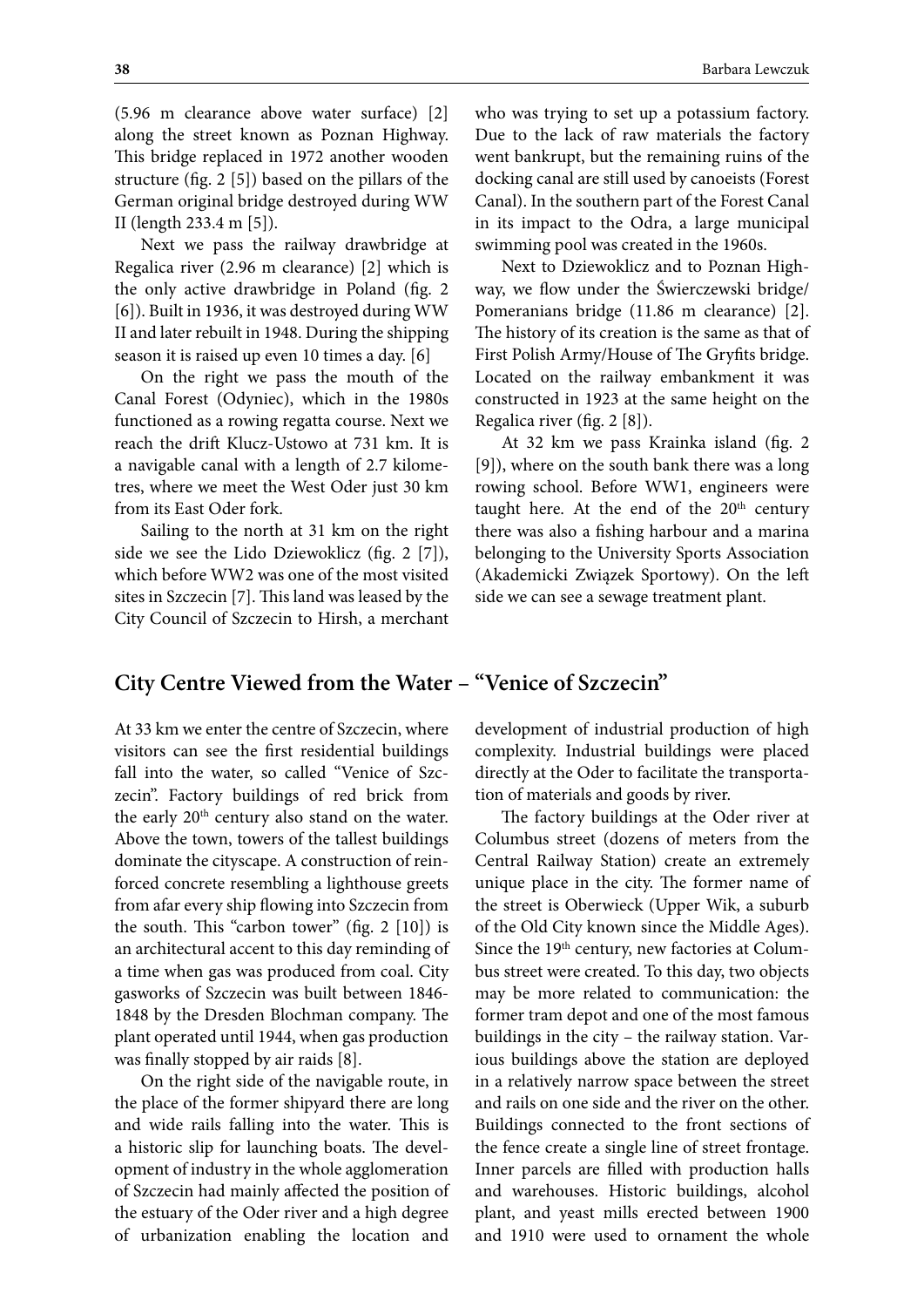(5.96 m clearance above water surface) [2] along the street known as Poznan Highway. This bridge replaced in 1972 another wooden structure (fig. 2 [5]) based on the pillars of the German original bridge destroyed during WW II (length 233.4 m [5]).

Next we pass the railway drawbridge at Regalica river (2.96 m clearance) [2] which is the only active drawbridge in Poland (fig. 2 [6]). Built in 1936, it was destroyed during WW II and later rebuilt in 1948. During the shipping season it is raised up even 10 times a day. [6]

On the right we pass the mouth of the Canal Forest (Odyniec), which in the 1980s functioned as a rowing regatta course. Next we reach the drift Klucz-Ustowo at 731 km. It is a navigable canal with a length of 2.7 kilometres, where we meet the West Oder just 30 km from its East Oder fork.

Sailing to the north at 31 km on the right side we see the Lido Dziewoklicz (fig. 2 [7]), which before WW2 was one of the most visited sites in Szczecin [7]. This land was leased by the City Council of Szczecin to Hirsh, a merchant who was trying to set up a potassium factory. Due to the lack of raw materials the factory went bankrupt, but the remaining ruins of the docking canal are still used by canoeists (Forest Canal). In the southern part of the Forest Canal in its impact to the Odra, a large municipal swimming pool was created in the 1960s.

Next to Dziewoklicz and to Poznan Highway, we flow under the Świerczewski bridge/ Pomeranians bridge (11.86 m clearance) [2]. The history of its creation is the same as that of First Polish Army/House of The Gryfits bridge. Located on the railway embankment it was constructed in 1923 at the same height on the Regalica river (fig. 2 [8]).

At 32 km we pass Krainka island (fig. 2 [9]), where on the south bank there was a long rowing school. Before WW1, engineers were taught here. At the end of the 20th century there was also a fishing harbour and a marina belonging to the University Sports Association (Akademicki Związek Sportowy). On the left side we can see a sewage treatment plant.

## City Centre Viewed from the Water – "Venice of Szczecin"

At 33 km we enter the centre of Szczecin, where visitors can see the first residential buildings fall into the water, so called "Venice of Szczecin". Factory buildings of red brick from the early 20th century also stand on the water. Above the town, towers of the tallest buildings dominate the cityscape. A construction of reinforced concrete resembling a lighthouse greets from afar every ship flowing into Szczecin from the south. This "carbon tower" (fig. 2 [10]) is an architectural accent to this day reminding of a time when gas was produced from coal. City gasworks of Szczecin was built between 1846-1848 by the Dresden Blochman company. The plant operated until 1944, when gas production was finally stopped by air raids [8].

On the right side of the navigable route, in the place of the former shipyard there are long and wide rails falling into the water. This is a historic slip for launching boats. The development of industry in the whole agglomeration of Szczecin had mainly affected the position of the estuary of the Oder river and a high degree of urbanization enabling the location and development of industrial production of high complexity. Industrial buildings were placed directly at the Oder to facilitate the transportation of materials and goods by river.

The factory buildings at the Oder river at Columbus street (dozens of meters from the Central Railway Station) create an extremely unique place in the city. The former name of the street is Oberwieck (Upper Wik, a suburb of the Old City known since the Middle Ages). Since the 19th century, new factories at Columbus street were created. To this day, two objects may be more related to communication: the former tram depot and one of the most famous buildings in the city – the railway station. Various buildings above the station are deployed in a relatively narrow space between the street and rails on one side and the river on the other. Buildings connected to the front sections of the fence create a single line of street frontage. Inner parcels are filled with production halls and warehouses. Historic buildings, alcohol plant, and yeast mills erected between 1900 and 1910 were used to ornament the whole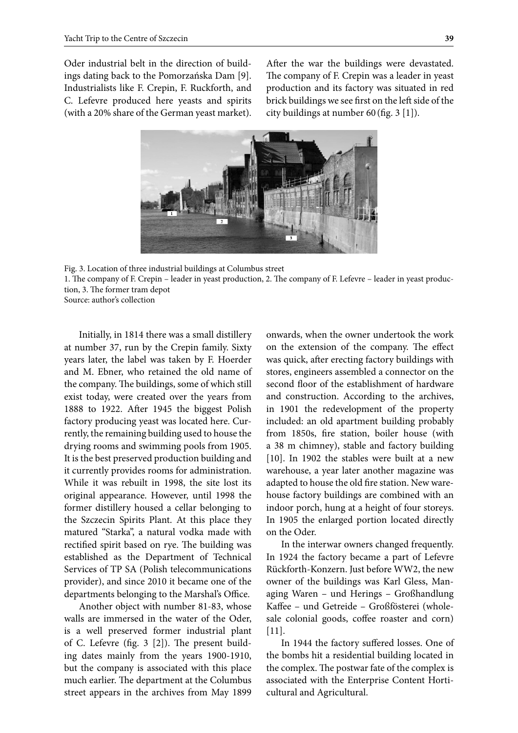Oder industrial belt in the direction of buildings dating back to the Pomorzańska Dam [9]. Industrialists like F. Crepin, F. Ruckforth, and C. Lefevre produced here yeasts and spirits (with a 20% share of the German yeast market). After the war the buildings were devastated. The company of F. Crepin was a leader in yeast production and its factory was situated in red brick buildings we see first on the left side of the city buildings at number 60 (fig. 3 [1]).

Fig. 3. Location of three industrial buildings at Columbus street
1. The company of F. Crepin – leader in yeast production, 2. The company of F. Lefevre – leader in yeast production, 3. The former tram depot
Source: author's collection

Initially, in 1814 there was a small distillery at number 37, run by the Crepin family. Sixty years later, the label was taken by F. Hoerder and M. Ebner, who retained the old name of the company. The buildings, some of which still exist today, were created over the years from 1888 to 1922. After 1945 the biggest Polish factory producing yeast was located here. Currently, the remaining building used to house the drying rooms and swimming pools from 1905. It is the best preserved production building and it currently provides rooms for administration. While it was rebuilt in 1998, the site lost its original appearance. However, until 1998 the former distillery housed a cellar belonging to the Szczecin Spirits Plant. At this place they matured "Starka", a natural vodka made with rectified spirit based on rye. The building was established as the Department of Technical Services of TP SA (Polish telecommunications provider), and since 2010 it became one of the departments belonging to the Marshal's Office.

Another object with number 81-83, whose walls are immersed in the water of the Oder, is a well preserved former industrial plant of C. Lefevre (fig. 3 [2]). The present building dates mainly from the years 1900-1910, but the company is associated with this place much earlier. The department at the Columbus street appears in the archives from May 1899 onwards, when the owner undertook the work on the extension of the company. The effect was quick, after erecting factory buildings with stores, engineers assembled a connector on the second floor of the establishment of hardware and construction. According to the archives, in 1901 the redevelopment of the property included: an old apartment building probably from 1850s, fire station, boiler house (with a 38 m chimney), stable and factory building [10]. In 1902 the stables were built at a new warehouse, a year later another magazine was adapted to house the old fire station. New warehouse factory buildings are combined with an indoor porch, hung at a height of four storeys. In 1905 the enlarged portion located directly on the Oder.

In the interwar owners changed frequently. In 1924 the factory became a part of Lefevre Rückforth-Konzern. Just before WW2, the new owner of the buildings was Karl Gless, Managing Waren – und Herings – Großhandlung Kaffee – und Getreide – Großfösterei (wholesale colonial goods, coffee roaster and corn) [11].

In 1944 the factory suffered losses. One of the bombs hit a residential building located in the complex. The postwar fate of the complex is associated with the Enterprise Content Horticultural and Agricultural.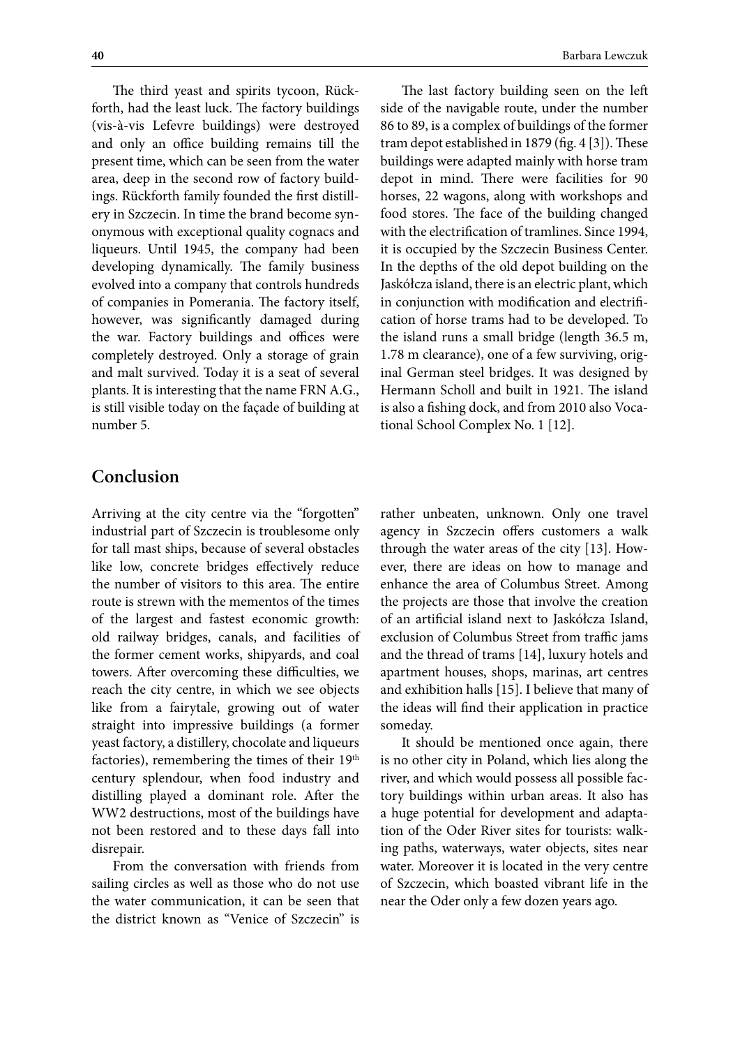The third yeast and spirits tycoon, Rückforth, had the least luck. The factory buildings (vis-à-vis Lefevre buildings) were destroyed and only an office building remains till the present time, which can be seen from the water area, deep in the second row of factory buildings. Rückforth family founded the first distillery in Szczecin. In time the brand become synonymous with exceptional quality cognacs and liqueurs. Until 1945, the company had been developing dynamically. The family business evolved into a company that controls hundreds of companies in Pomerania. The factory itself, however, was significantly damaged during the war. Factory buildings and offices were completely destroyed. Only a storage of grain and malt survived. Today it is a seat of several plants. It is interesting that the name FRN A.G., is still visible today on the façade of building at number 5.

The last factory building seen on the left side of the navigable route, under the number 86 to 89, is a complex of buildings of the former tram depot established in 1879 (fig. 4 [3]). These buildings were adapted mainly with horse tram depot in mind. There were facilities for 90 horses, 22 wagons, along with workshops and food stores. The face of the building changed with the electrification of tramlines. Since 1994, it is occupied by the Szczecin Business Center. In the depths of the old depot building on the Jaskółcza island, there is an electric plant, which in conjunction with modification and electrification of horse trams had to be developed. To the island runs a small bridge (length 36.5 m, 1.78 m clearance), one of a few surviving, original German steel bridges. It was designed by Hermann Scholl and built in 1921. The island is also a fishing dock, and from 2010 also Vocational School Complex No. 1 [12].

## Conclusion

Arriving at the city centre via the "forgotten" industrial part of Szczecin is troublesome only for tall mast ships, because of several obstacles like low, concrete bridges effectively reduce the number of visitors to this area. The entire route is strewn with the mementos of the times of the largest and fastest economic growth: old railway bridges, canals, and facilities of the former cement works, shipyards, and coal towers. After overcoming these difficulties, we reach the city centre, in which we see objects like from a fairytale, growing out of water straight into impressive buildings (a former yeast factory, a distillery, chocolate and liqueurs factories), remembering the times of their 19th century splendour, when food industry and distilling played a dominant role. After the WW2 destructions, most of the buildings have not been restored and to these days fall into disrepair.

From the conversation with friends from sailing circles as well as those who do not use the water communication, it can be seen that the district known as "Venice of Szczecin" is rather unbeaten, unknown. Only one travel agency in Szczecin offers customers a walk through the water areas of the city [13]. However, there are ideas on how to manage and enhance the area of Columbus Street. Among the projects are those that involve the creation of an artificial island next to Jaskółcza Island, exclusion of Columbus Street from traffic jams and the thread of trams [14], luxury hotels and apartment houses, shops, marinas, art centres and exhibition halls [15]. I believe that many of the ideas will find their application in practice someday.

It should be mentioned once again, there is no other city in Poland, which lies along the river, and which would possess all possible factory buildings within urban areas. It also has a huge potential for development and adaptation of the Oder River sites for tourists: walking paths, waterways, water objects, sites near water. Moreover it is located in the very centre of Szczecin, which boasted vibrant life in the near the Oder only a few dozen years ago.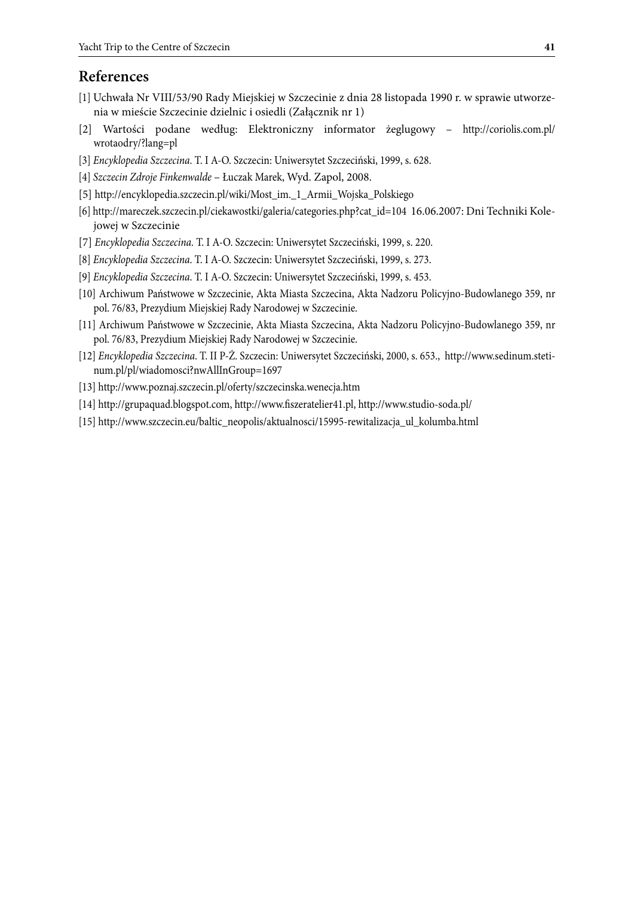## References

[1] Uchwała Nr VIII/53/90 Rady Miejskiej w Szczecinie z dnia 28 listopada 1990 r. w sprawie utworzenia w mieście Szczecinie dzielnic i osiedli (Załącznik nr 1)

[2] Wartości podane według: Elektroniczny informator żeglugowy – http://coriolis.com.pl/wrotaodry/?lang=pl

[3] *Encyklopedia Szczecina*. T. I A-O. Szczecin: Uniwersytet Szczeciński, 1999, s. 628.

[4] *Szczecin Zdroje Finkenwalde* – Łuczak Marek, Wyd. Zapol, 2008.

[5] http://encyklopedia.szczecin.pl/wiki/Most_im._1_Armii_Wojska_Polskiego

[6] http://mareczek.szczecin.pl/ciekawostki/galeria/categories.php?cat_id=104 16.06.2007: Dni Techniki Kolejowej w Szczecinie

[7] *Encyklopedia Szczecina*. T. I A-O. Szczecin: Uniwersytet Szczeciński, 1999, s. 220.

[8] *Encyklopedia Szczecina*. T. I A-O. Szczecin: Uniwersytet Szczeciński, 1999, s. 273.

[9] *Encyklopedia Szczecina*. T. I A-O. Szczecin: Uniwersytet Szczeciński, 1999, s. 453.

[10] Archiwum Państwowe w Szczecinie, Akta Miasta Szczecina, Akta Nadzoru Policyjno-Budowlanego 359, nr pol. 76/83, Prezydium Miejskiej Rady Narodowej w Szczecinie.

[11] Archiwum Państwowe w Szczecinie, Akta Miasta Szczecina, Akta Nadzoru Policyjno-Budowlanego 359, nr pol. 76/83, Prezydium Miejskiej Rady Narodowej w Szczecinie.

[12] *Encyklopedia Szczecina*. T. II P-Ż. Szczecin: Uniwersytet Szczeciński, 2000, s. 653., http://www.sedinum.stetinum.pl/pl/wiadomosci?nwAllInGroup=1697

[13] http://www.poznaj.szczecin.pl/oferty/szczecinska.wenecja.htm

[14] http://grupaquad.blogspot.com, http://www.fiszeratelier41.pl, http://www.studio-soda.pl/

[15] http://www.szczecin.eu/baltic_neopolis/aktualnosci/15995-rewitalizacja_ul_kolumba.html